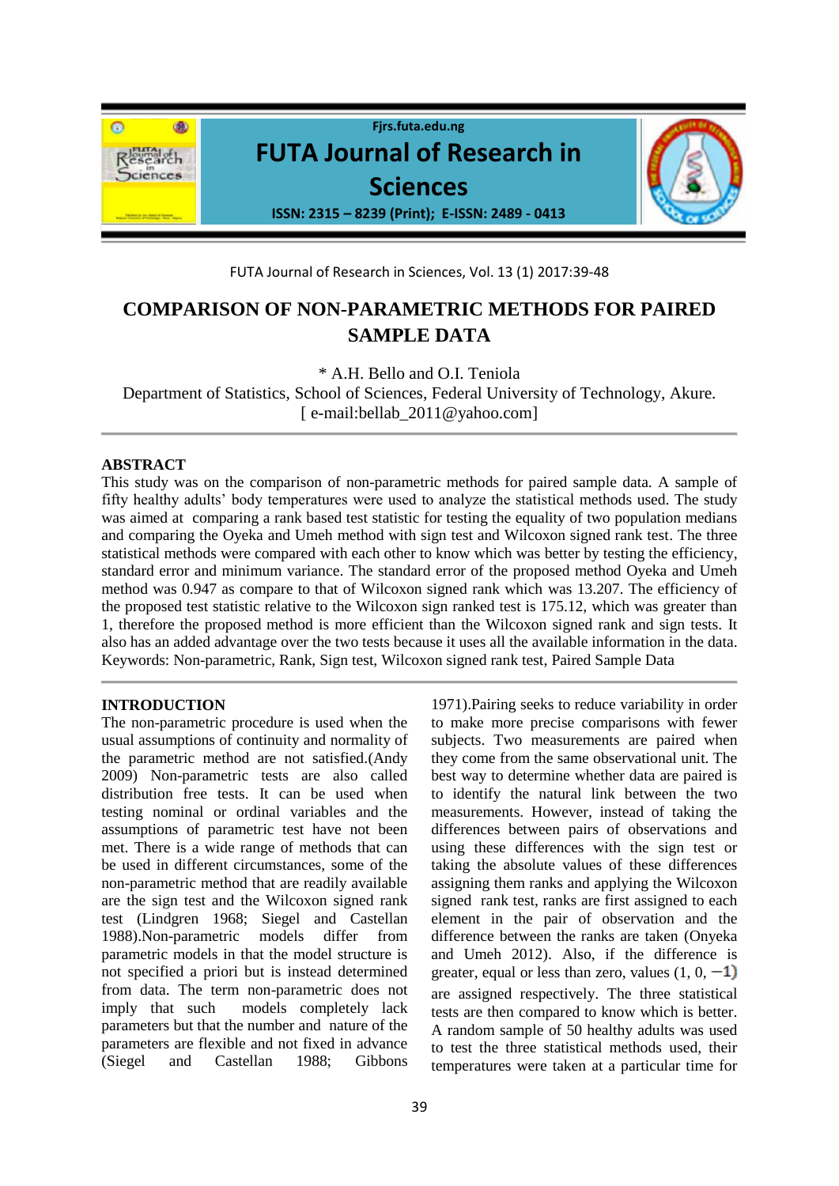# COMPARISON OF NON-PARAMETRIC METHODS FOR PAIRED SAMPLE DATA

\* A.H. Bello and O.I. Teniola

Department of Statistics, School of Sciences, Federal University of Technology, Akure.
[ e-mail:bellab_2011@yahoo.com]

## ABSTRACT

This study was on the comparison of non-parametric methods for paired sample data. A sample of fifty healthy adults' body temperatures were used to analyze the statistical methods used. The study was aimed at comparing a rank based test statistic for testing the equality of two population medians and comparing the Oyeka and Umeh method with sign test and Wilcoxon signed rank test. The three statistical methods were compared with each other to know which was better by testing the efficiency, standard error and minimum variance. The standard error of the proposed method Oyeka and Umeh method was 0.947 as compare to that of Wilcoxon signed rank which was 13.207. The efficiency of the proposed test statistic relative to the Wilcoxon sign ranked test is 175.12, which was greater than 1, therefore the proposed method is more efficient than the Wilcoxon signed rank and sign tests. It also has an added advantage over the two tests because it uses all the available information in the data.

Keywords: Non-parametric, Rank, Sign test, Wilcoxon signed rank test, Paired Sample Data

## INTRODUCTION

The non-parametric procedure is used when the usual assumptions of continuity and normality of the parametric method are not satisfied.(Andy 2009) Non-parametric tests are also called distribution free tests. It can be used when testing nominal or ordinal variables and the assumptions of parametric test have not been met. There is a wide range of methods that can be used in different circumstances, some of the non-parametric method that are readily available are the sign test and the Wilcoxon signed rank test (Lindgren 1968; Siegel and Castellan 1988).Non-parametric models differ from parametric models in that the model structure is not specified a priori but is instead determined from data. The term non-parametric does not imply that such models completely lack parameters but that the number and nature of the parameters are flexible and not fixed in advance (Siegel and Castellan 1988; Gibbons 1971).Pairing seeks to reduce variability in order to make more precise comparisons with fewer subjects. Two measurements are paired when they come from the same observational unit. The best way to determine whether data are paired is to identify the natural link between the two measurements. However, instead of taking the differences between pairs of observations and using these differences with the sign test or taking the absolute values of these differences assigning them ranks and applying the Wilcoxon signed rank test, ranks are first assigned to each element in the pair of observation and the difference between the ranks are taken (Onyeka and Umeh 2012). Also, if the difference is greater, equal or less than zero, values (1, 0, $-1$) are assigned respectively. The three statistical tests are then compared to know which is better. A random sample of 50 healthy adults was used to test the three statistical methods used, their temperatures were taken at a particular time for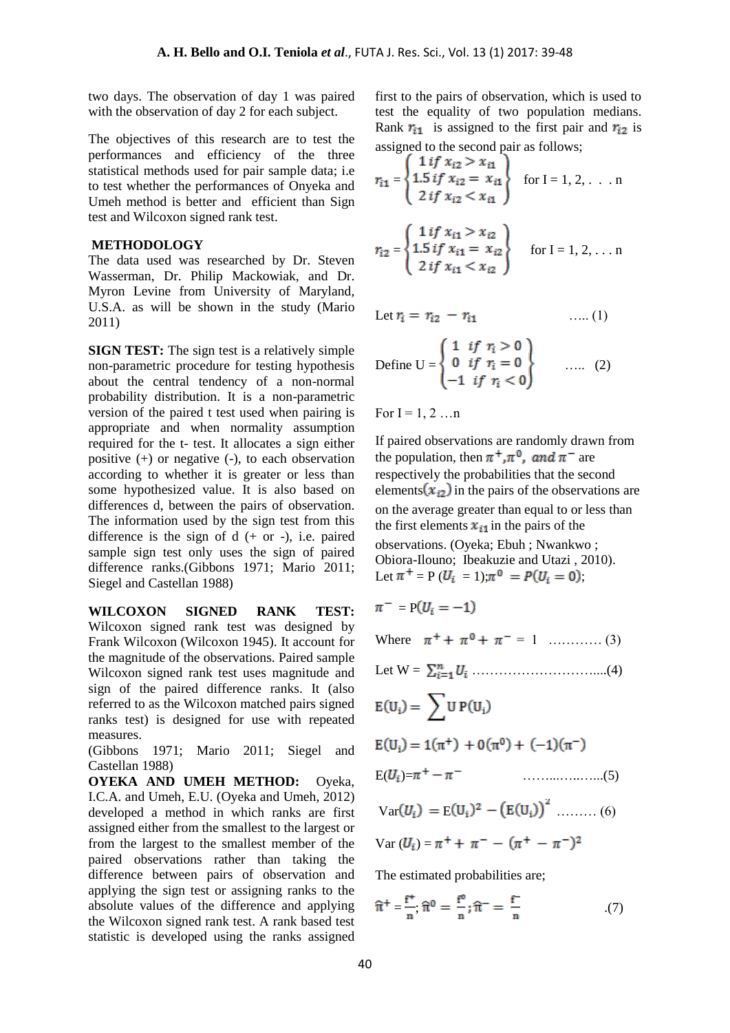two days. The observation of day 1 was paired with the observation of day 2 for each subject.

The objectives of this research are to test the performances and efficiency of the three statistical methods used for pair sample data; i.e to test whether the performances of Onyeka and Umeh method is better and efficient than Sign test and Wilcoxon signed rank test.

## METHODOLOGY

The data used was researched by Dr. Steven Wasserman, Dr. Philip Mackowiak, and Dr. Myron Levine from University of Maryland, U.S.A. as will be shown in the study (Mario 2011)

**SIGN TEST:** The sign test is a relatively simple non-parametric procedure for testing hypothesis about the central tendency of a non-normal probability distribution. It is a non-parametric version of the paired t test used when pairing is appropriate and when normality assumption required for the t- test. It allocates a sign either positive (+) or negative (-), to each observation according to whether it is greater or less than some hypothesized value. It is also based on differences d, between the pairs of observation. The information used by the sign test from this difference is the sign of d (+ or -), i.e. paired sample sign test only uses the sign of paired difference ranks.(Gibbons 1971; Mario 2011; Siegel and Castellan 1988)

**WILCOXON SIGNED RANK TEST:** Wilcoxon signed rank test was designed by Frank Wilcoxon (Wilcoxon 1945). It account for the magnitude of the observations. Paired sample Wilcoxon signed rank test uses magnitude and sign of the paired difference ranks. It (also referred to as the Wilcoxon matched pairs signed ranks test) is designed for use with repeated measures.
(Gibbons 1971; Mario 2011; Siegel and Castellan 1988)

**OYEKA AND UMEH METHOD:** Oyeka, I.C.A. and Umeh, E.U. (Oyeka and Umeh, 2012) developed a method in which ranks are first assigned either from the smallest to the largest or from the largest to the smallest member of the paired observations rather than taking the difference between pairs of observation and applying the sign test or assigning ranks to the absolute values of the difference and applying the Wilcoxon signed rank test. A rank based test statistic is developed using the ranks assigned first to the pairs of observation, which is used to test the equality of two population medians. Rank $r_{i1}$ is assigned to the first pair and $r_{i2}$ is assigned to the second pair as follows;

$$r_{i1} = \begin{cases} 1 \; if \; x_{i2} > x_{i1} \\ 1.5 \; if \; x_{i2} = x_{i1} \\ 2 \; if \; x_{i2} < x_{i1} \end{cases} \quad \text{for I = 1, 2, . . . n}$$

$$r_{i2} = \begin{cases} 1 \; if \; x_{i1} > x_{i2} \\ 1.5 \; if \; x_{i1} = x_{i2} \\ 2 \; if \; x_{i1} < x_{i2} \end{cases} \quad \text{for I = 1, 2, . . . n}$$

Let $r_i = r_{i2} - r_{i1}$ ….. (1)

$$\text{Define U} = \begin{cases} 1 \;\; if \;\; r_i > 0 \\ 0 \;\; if \;\; r_i = 0 \\ -1 \;\; if \;\; r_i < 0 \end{cases} \quad \text{….. (2)}$$

For I = 1, 2 …n

If paired observations are randomly drawn from the population, then $\pi^+, \pi^0, \; and \; \pi^-$ are respectively the probabilities that the second elements$(x_{i2})$ in the pairs of the observations are on the average greater than equal to or less than the first elements $x_{i1}$ in the pairs of the observations. (Oyeka; Ebuh ; Nwankwo ; Obiora-Ilouno; Ibeakuzie and Utazi , 2010).
Let $\pi^+ = P(U_i = 1); \pi^0 = P(U_i = 0)$;

$\pi^- = P(U_i = -1)$

Where $\pi^+ + \pi^0 + \pi^- = 1$ ………… (3)

Let W = $\sum_{i=1}^{n} U_i$ ………………………....(4)

$$E(U_i) = \sum U \, P(U_i)$$

$$E(U_i) = 1(\pi^+) + 0(\pi^0) + (-1)(\pi^-)$$

$E(U_i) = \pi^+ - \pi^-$ ……...…..…...(5)

$Var(U_i) = E(U_i)^2 - (E(U_i))^2$ ……… (6)

$Var(U_i) = \pi^+ + \pi^- - (\pi^+ - \pi^-)^2$

The estimated probabilities are;

$$\hat{\pi}^+ = \frac{f^+}{n}; \hat{\pi}^0 = \frac{f^0}{n}; \hat{\pi}^- = \frac{f^-}{n} \quad .(7)$$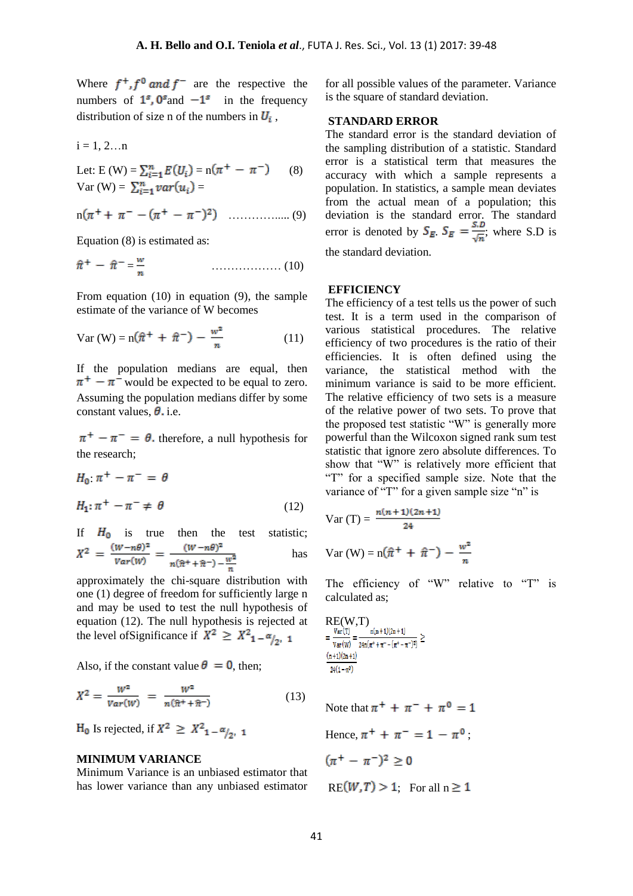Where $f^+, f^0$ *and* $f^-$ are the respective the numbers of $1^s, 0^s$and $-1^s$ in the frequency distribution of size n of the numbers in $U_i$ ,

i = 1, 2…n

Let: $E(W) = \sum_{i=1}^{n} E(U_i) = n(\pi^+ - \pi^-)$ (8)

$\text{Var}(W) = \sum_{i=1}^{n} var(u_i) =$

$$n(\pi^+ + \pi^- - (\pi^+ - \pi^-)^2) \quad \text{.................. (9)}$$

Equation (8) is estimated as:

$$\hat{\pi}^+ - \hat{\pi}^- = \frac{w}{n} \quad \text{.................. (10)}$$

From equation (10) in equation (9), the sample estimate of the variance of W becomes

$$\text{Var}(W) = n(\hat{\pi}^+ + \hat{\pi}^-) - \frac{w^2}{n} \quad (11)$$

If the population medians are equal, then $\pi^+ - \pi^-$ would be expected to be equal to zero. Assuming the population medians differ by some constant values, $\theta$. i.e.

$\pi^+ - \pi^- = \theta$. therefore, a null hypothesis for the research;

$$H_0: \pi^+ - \pi^- = \theta$$

$$H_1: \pi^+ - \pi^- \neq \theta \quad (12)$$

If $H_0$ is true then the test statistic; $X^2 = \frac{(W-n\theta)^2}{Var(W)} = \frac{(W-n\theta)^2}{n(\hat{\pi}^+ + \hat{\pi}^-) - \frac{w^2}{n}}$ has approximately the chi-square distribution with one (1) degree of freedom for sufficiently large n and may be used to test the null hypothesis of equation (12). The null hypothesis is rejected at the level ofSignificance if $X^2 \geq X^2_{1-\alpha/2,\ 1}$

Also, if the constant value $\theta = 0$, then;

$$X^2 = \frac{w^2}{Var(W)} = \frac{w^2}{n(\hat{\pi}^+ + \hat{\pi}^-)} \quad (13)$$

$H_0$ Is rejected, if $X^2 \geq X^2_{1-\alpha/2,\ 1}$

## MINIMUM VARIANCE

Minimum Variance is an unbiased estimator that has lower variance than any unbiased estimator for all possible values of the parameter. Variance is the square of standard deviation.

## STANDARD ERROR

The standard error is the standard deviation of the sampling distribution of a statistic. Standard error is a statistical term that measures the accuracy with which a sample represents a population. In statistics, a sample mean deviates from the actual mean of a population; this deviation is the standard error. The standard error is denoted by $S_E$. $S_E = \frac{S.D}{\sqrt{n}}$; where S.D is the standard deviation.

## EFFICIENCY

The efficiency of a test tells us the power of such test. It is a term used in the comparison of various statistical procedures. The relative efficiency of two procedures is the ratio of their efficiencies. It is often defined using the variance, the statistical method with the minimum variance is said to be more efficient. The relative efficiency of two sets is a measure of the relative power of two sets. To prove that the proposed test statistic "W" is generally more powerful than the Wilcoxon signed rank sum test statistic that ignore zero absolute differences. To show that "W" is relatively more efficient that "T" for a specified sample size. Note that the variance of "T" for a given sample size "n" is

$$\text{Var}(T) = \frac{n(n+1)(2n+1)}{24}$$

$$\text{Var}(W) = n(\hat{\pi}^+ + \hat{\pi}^-) - \frac{w^2}{n}$$

The efficiency of "W" relative to "T" is calculated as;

$$\text{RE(W,T)} = \frac{\text{Var}(T)}{\text{Var}(W)} = \frac{n(n+1)(2n+1)}{24n[\pi^+ + \pi^- - (\pi^+ - \pi^-)^2]} \geq \frac{(n+1)(2n+1)}{24(1-\pi^0)}$$

Note that $\pi^+ + \pi^- + \pi^0 = 1$

Hence, $\pi^+ + \pi^- = 1 - \pi^0$;

$(\pi^+ - \pi^-)^2 \geq 0$

$\text{RE}(W,T) > 1$; For all $n \geq 1$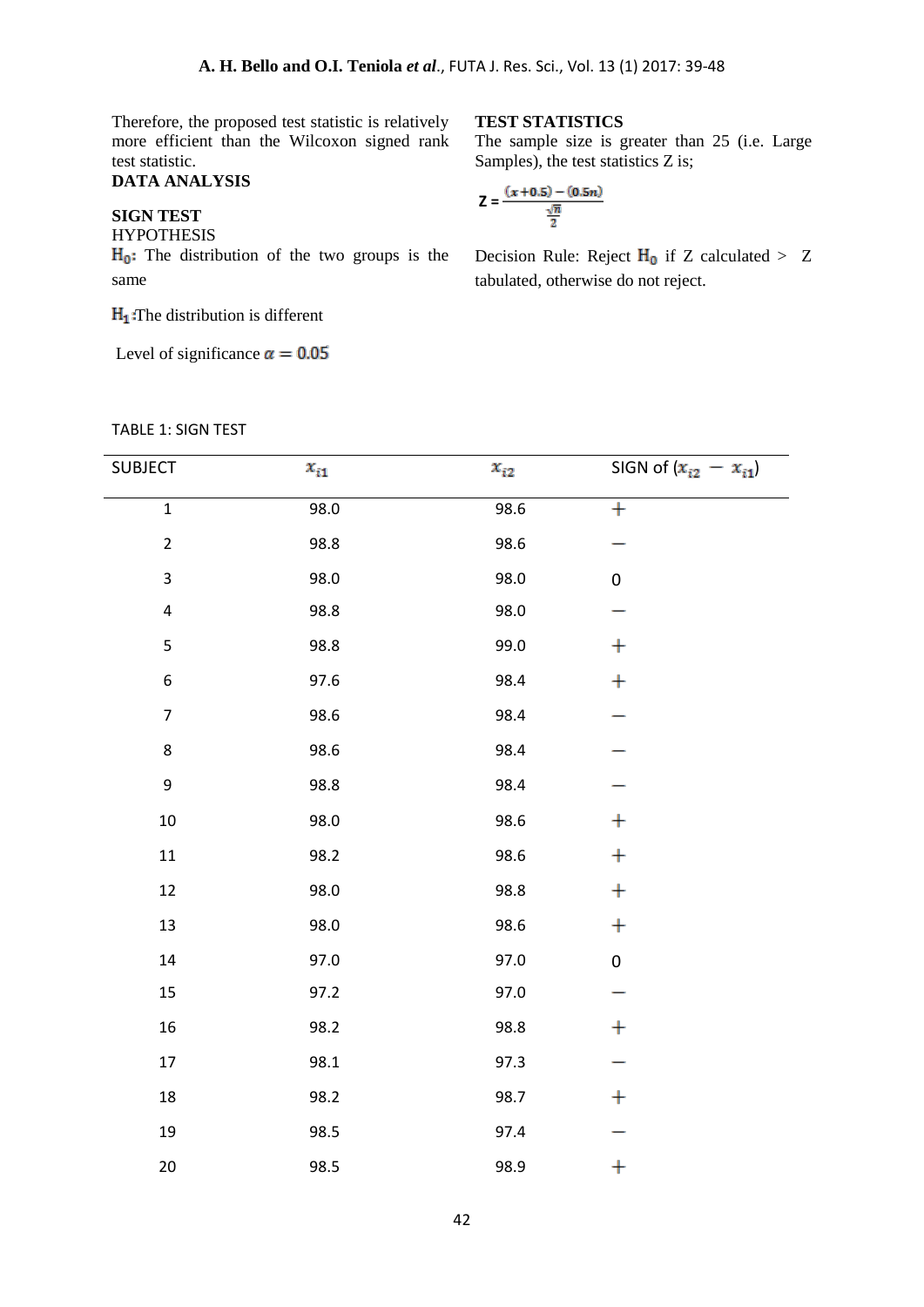Therefore, the proposed test statistic is relatively more efficient than the Wilcoxon signed rank test statistic.

**DATA ANALYSIS**

**SIGN TEST**

HYPOTHESIS

$H_0$: The distribution of the two groups is the same

$H_1$: The distribution is different

Level of significance $\alpha = 0.05$

**TEST STATISTICS**

The sample size is greater than 25 (i.e. Large Samples), the test statistics Z is;

$$Z = \frac{(x+0.5)-(0.5n)}{\frac{\sqrt{n}}{2}}$$

Decision Rule: Reject $H_0$ if Z calculated > Z tabulated, otherwise do not reject.

TABLE 1: SIGN TEST

| SUBJECT | $x_{i1}$ | $x_{i2}$ | SIGN of $(x_{i2} - x_{i1})$ |
|---|---|---|---|
| 1 | 98.0 | 98.6 | + |
| 2 | 98.8 | 98.6 | − |
| 3 | 98.0 | 98.0 | 0 |
| 4 | 98.8 | 98.0 | − |
| 5 | 98.8 | 99.0 | + |
| 6 | 97.6 | 98.4 | + |
| 7 | 98.6 | 98.4 | − |
| 8 | 98.6 | 98.4 | − |
| 9 | 98.8 | 98.4 | − |
| 10 | 98.0 | 98.6 | + |
| 11 | 98.2 | 98.6 | + |
| 12 | 98.0 | 98.8 | + |
| 13 | 98.0 | 98.6 | + |
| 14 | 97.0 | 97.0 | 0 |
| 15 | 97.2 | 97.0 | − |
| 16 | 98.2 | 98.8 | + |
| 17 | 98.1 | 97.3 | − |
| 18 | 98.2 | 98.7 | + |
| 19 | 98.5 | 97.4 | − |
| 20 | 98.5 | 98.9 | + |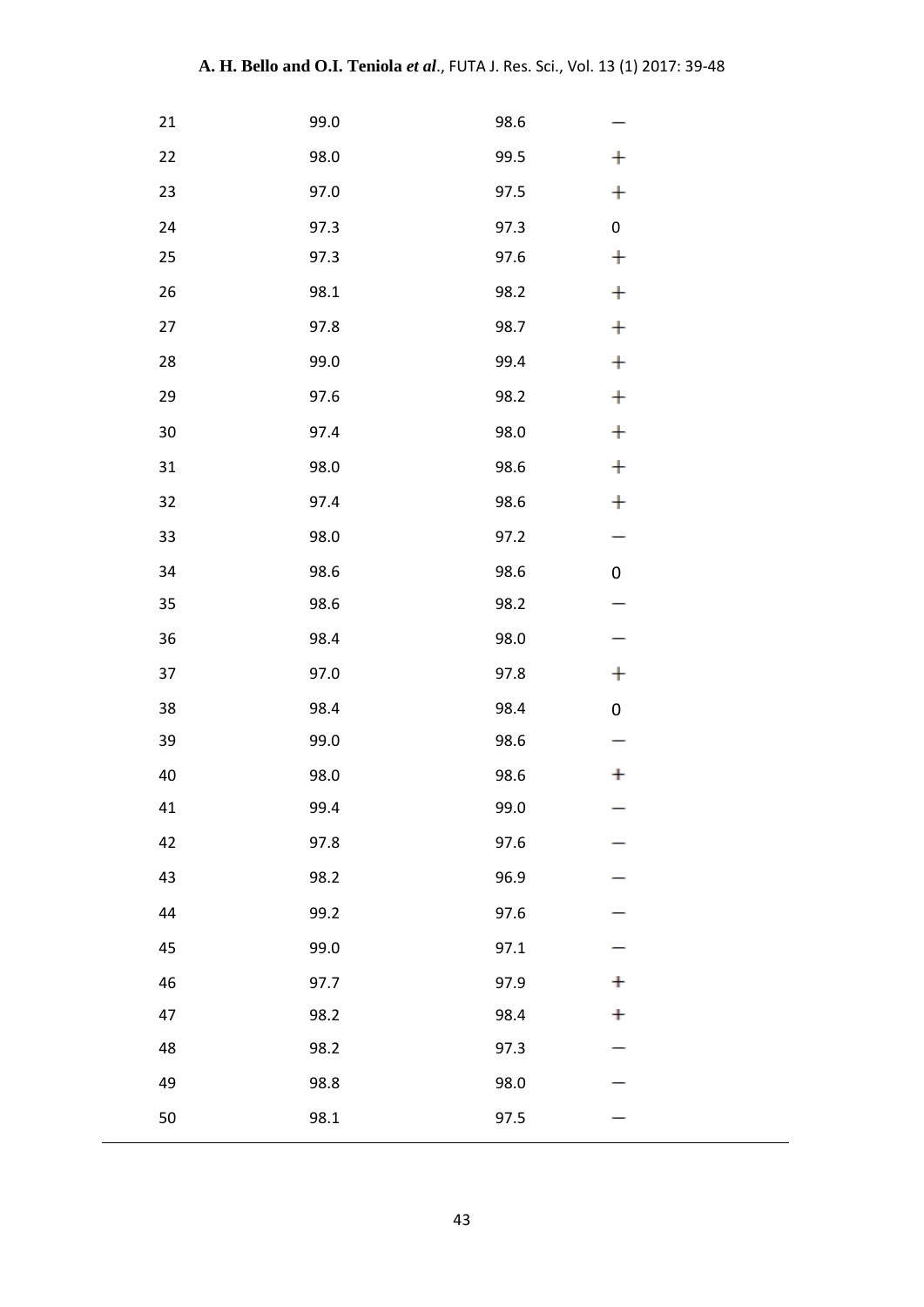| | | | |
|---|---|---|---|
| 21 | 99.0 | 98.6 | − |
| 22 | 98.0 | 99.5 | + |
| 23 | 97.0 | 97.5 | + |
| 24 | 97.3 | 97.3 | 0 |
| 25 | 97.3 | 97.6 | + |
| 26 | 98.1 | 98.2 | + |
| 27 | 97.8 | 98.7 | + |
| 28 | 99.0 | 99.4 | + |
| 29 | 97.6 | 98.2 | + |
| 30 | 97.4 | 98.0 | + |
| 31 | 98.0 | 98.6 | + |
| 32 | 97.4 | 98.6 | + |
| 33 | 98.0 | 97.2 | − |
| 34 | 98.6 | 98.6 | 0 |
| 35 | 98.6 | 98.2 | − |
| 36 | 98.4 | 98.0 | − |
| 37 | 97.0 | 97.8 | + |
| 38 | 98.4 | 98.4 | 0 |
| 39 | 99.0 | 98.6 | − |
| 40 | 98.0 | 98.6 | + |
| 41 | 99.4 | 99.0 | − |
| 42 | 97.8 | 97.6 | − |
| 43 | 98.2 | 96.9 | − |
| 44 | 99.2 | 97.6 | − |
| 45 | 99.0 | 97.1 | − |
| 46 | 97.7 | 97.9 | + |
| 47 | 98.2 | 98.4 | + |
| 48 | 98.2 | 97.3 | − |
| 49 | 98.8 | 98.0 | − |
| 50 | 98.1 | 97.5 | − |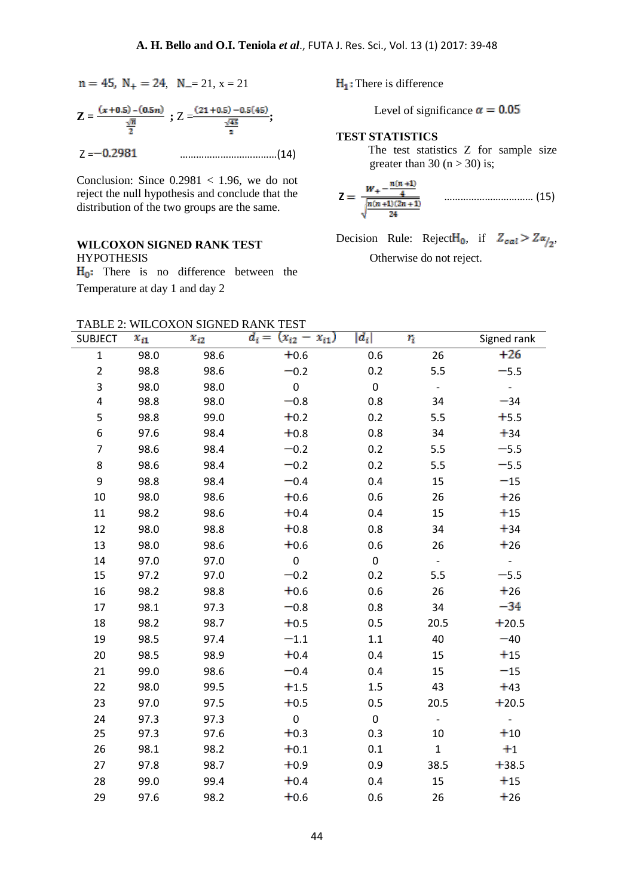$n = 45,\ N_+ = 24,\ N_- = 21,\ x = 21$

$$Z = \frac{(x+0.5)-(0.5n)}{\frac{\sqrt{n}}{2}}\ ;\ Z = \frac{(21+0.5)-0.5(45)}{\frac{\sqrt{45}}{2}};$$

$$Z = -0.2981 \qquad \text{......................................(14)}$$

Conclusion: Since $0.2981 < 1.96$, we do not reject the null hypothesis and conclude that the distribution of the two groups are the same.

**WILCOXON SIGNED RANK TEST**

HYPOTHESIS

$H_0$: There is no difference between the Temperature at day 1 and day 2

$H_1$: There is difference

Level of significance $\alpha = 0.05$

**TEST STATISTICS**

The test statistics Z for sample size greater than 30 ($n > 30$) is;

$$Z = \frac{W_+ - \frac{n(n+1)}{4}}{\sqrt{\frac{n(n+1)(2n+1)}{24}}} \qquad \text{................................. (15)}$$

Decision Rule: Reject $H_0$, if $Z_{cal} > Z_{\alpha/2}$,

Otherwise do not reject.

TABLE 2: WILCOXON SIGNED RANK TEST

| SUBJECT | $x_{i1}$ | $x_{i2}$ | $d_i = (x_{i2} - x_{i1})$ | $\lvert d_i \rvert$ | $r_i$ | Signed rank |
|---|---|---|---|---|---|---|
| 1 | 98.0 | 98.6 | +0.6 | 0.6 | 26 | +26 |
| 2 | 98.8 | 98.6 | −0.2 | 0.2 | 5.5 | −5.5 |
| 3 | 98.0 | 98.0 | 0 | 0 | - | - |
| 4 | 98.8 | 98.0 | −0.8 | 0.8 | 34 | −34 |
| 5 | 98.8 | 99.0 | +0.2 | 0.2 | 5.5 | +5.5 |
| 6 | 97.6 | 98.4 | +0.8 | 0.8 | 34 | +34 |
| 7 | 98.6 | 98.4 | −0.2 | 0.2 | 5.5 | −5.5 |
| 8 | 98.6 | 98.4 | −0.2 | 0.2 | 5.5 | −5.5 |
| 9 | 98.8 | 98.4 | −0.4 | 0.4 | 15 | −15 |
| 10 | 98.0 | 98.6 | +0.6 | 0.6 | 26 | +26 |
| 11 | 98.2 | 98.6 | +0.4 | 0.4 | 15 | +15 |
| 12 | 98.0 | 98.8 | +0.8 | 0.8 | 34 | +34 |
| 13 | 98.0 | 98.6 | +0.6 | 0.6 | 26 | +26 |
| 14 | 97.0 | 97.0 | 0 | 0 | - | - |
| 15 | 97.2 | 97.0 | −0.2 | 0.2 | 5.5 | −5.5 |
| 16 | 98.2 | 98.8 | +0.6 | 0.6 | 26 | +26 |
| 17 | 98.1 | 97.3 | −0.8 | 0.8 | 34 | −34 |
| 18 | 98.2 | 98.7 | +0.5 | 0.5 | 20.5 | +20.5 |
| 19 | 98.5 | 97.4 | −1.1 | 1.1 | 40 | −40 |
| 20 | 98.5 | 98.9 | +0.4 | 0.4 | 15 | +15 |
| 21 | 99.0 | 98.6 | −0.4 | 0.4 | 15 | −15 |
| 22 | 98.0 | 99.5 | +1.5 | 1.5 | 43 | +43 |
| 23 | 97.0 | 97.5 | +0.5 | 0.5 | 20.5 | +20.5 |
| 24 | 97.3 | 97.3 | 0 | 0 | - | - |
| 25 | 97.3 | 97.6 | +0.3 | 0.3 | 10 | +10 |
| 26 | 98.1 | 98.2 | +0.1 | 0.1 | 1 | +1 |
| 27 | 97.8 | 98.7 | +0.9 | 0.9 | 38.5 | +38.5 |
| 28 | 99.0 | 99.4 | +0.4 | 0.4 | 15 | +15 |
| 29 | 97.6 | 98.2 | +0.6 | 0.6 | 26 | +26 |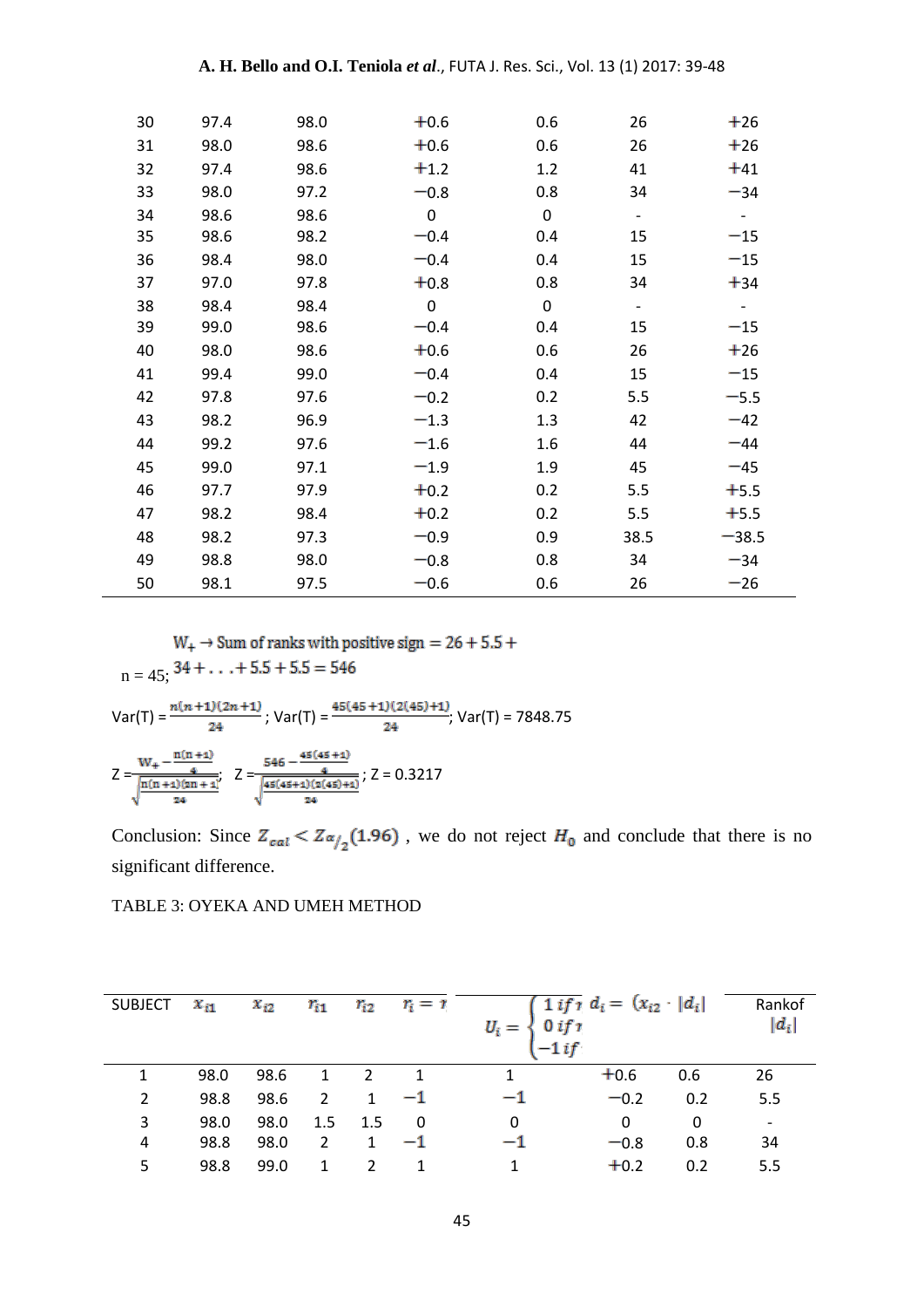| 30 | 97.4 | 98.0 | +0.6 | 0.6 | 26 | +26 |
|---|---|---|---|---|---|---|
| 31 | 98.0 | 98.6 | +0.6 | 0.6 | 26 | +26 |
| 32 | 97.4 | 98.6 | +1.2 | 1.2 | 41 | +41 |
| 33 | 98.0 | 97.2 | −0.8 | 0.8 | 34 | −34 |
| 34 | 98.6 | 98.6 | 0 | 0 | - | - |
| 35 | 98.6 | 98.2 | −0.4 | 0.4 | 15 | −15 |
| 36 | 98.4 | 98.0 | −0.4 | 0.4 | 15 | −15 |
| 37 | 97.0 | 97.8 | +0.8 | 0.8 | 34 | +34 |
| 38 | 98.4 | 98.4 | 0 | 0 | - | - |
| 39 | 99.0 | 98.6 | −0.4 | 0.4 | 15 | −15 |
| 40 | 98.0 | 98.6 | +0.6 | 0.6 | 26 | +26 |
| 41 | 99.4 | 99.0 | −0.4 | 0.4 | 15 | −15 |
| 42 | 97.8 | 97.6 | −0.2 | 0.2 | 5.5 | −5.5 |
| 43 | 98.2 | 96.9 | −1.3 | 1.3 | 42 | −42 |
| 44 | 99.2 | 97.6 | −1.6 | 1.6 | 44 | −44 |
| 45 | 99.0 | 97.1 | −1.9 | 1.9 | 45 | −45 |
| 46 | 97.7 | 97.9 | +0.2 | 0.2 | 5.5 | +5.5 |
| 47 | 98.2 | 98.4 | +0.2 | 0.2 | 5.5 | +5.5 |
| 48 | 98.2 | 97.3 | −0.9 | 0.9 | 38.5 | −38.5 |
| 49 | 98.8 | 98.0 | −0.8 | 0.8 | 34 | −34 |
| 50 | 98.1 | 97.5 | −0.6 | 0.6 | 26 | −26 |

n = 45; $W_{+} \rightarrow$ Sum of ranks with positive sign $= 26 + 5.5 + 34 + \ldots + 5.5 + 5.5 = 546$

Var(T) = $\frac{n(n+1)(2n+1)}{24}$ ; Var(T) = $\frac{45(45+1)(2(45)+1)}{24}$; Var(T) = 7848.75

$Z = \frac{W_{+} - \frac{n(n+1)}{4}}{\sqrt{\frac{n(n+1)(2n+1)}{24}}}$; $Z = \frac{546 - \frac{45(45+1)}{4}}{\sqrt{\frac{45(45+1)(2(45)+1)}{24}}}$ ; Z = 0.3217

Conclusion: Since $Z_{cal} < Z_{\alpha/2}(1.96)$ , we do not reject $H_0$ and conclude that there is no significant difference.

TABLE 3: OYEKA AND UMEH METHOD

| SUBJECT | $x_{i1}$ | $x_{i2}$ | $r_{i1}$ | $r_{i2}$ | $r_i = r$ | $U_i = \begin{cases} 1 \text{ if } r \\ 0 \text{ if } r \\ -1 \text{ if} \end{cases}$ | $d_i = (x_{i2}$ | $\lvert d_i \rvert$ | Rankof $\lvert d_i \rvert$ |
|---|---|---|---|---|---|---|---|---|---|
| 1 | 98.0 | 98.6 | 1 | 2 | 1 | 1 | +0.6 | 0.6 | 26 |
| 2 | 98.8 | 98.6 | 2 | 1 | −1 | −1 | −0.2 | 0.2 | 5.5 |
| 3 | 98.0 | 98.0 | 1.5 | 1.5 | 0 | 0 | 0 | 0 | - |
| 4 | 98.8 | 98.0 | 2 | 1 | −1 | −1 | −0.8 | 0.8 | 34 |
| 5 | 98.8 | 99.0 | 1 | 2 | 1 | 1 | +0.2 | 0.2 | 5.5 |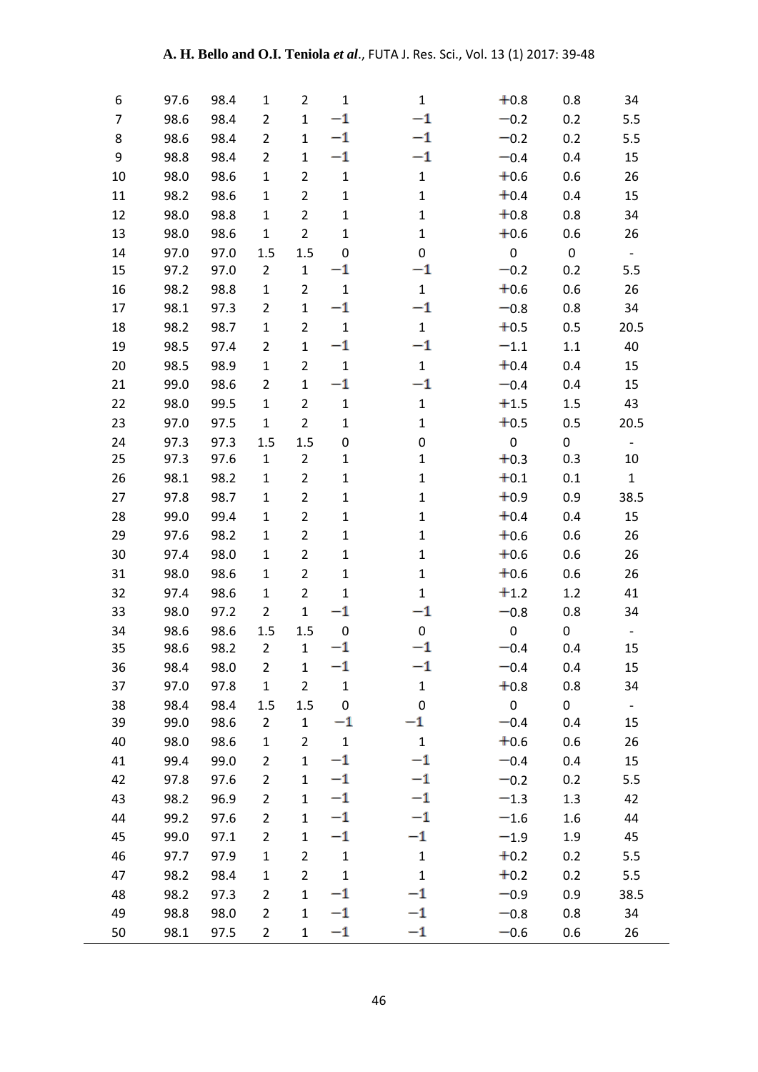| 6 | 97.6 | 98.4 | 1 | 2 | 1 | 1 | +0.8 | 0.8 | 34 |
|---|---|---|---|---|---|---|---|---|---|
| 7 | 98.6 | 98.4 | 2 | 1 | −1 | −1 | −0.2 | 0.2 | 5.5 |
| 8 | 98.6 | 98.4 | 2 | 1 | −1 | −1 | −0.2 | 0.2 | 5.5 |
| 9 | 98.8 | 98.4 | 2 | 1 | −1 | −1 | −0.4 | 0.4 | 15 |
| 10 | 98.0 | 98.6 | 1 | 2 | 1 | 1 | +0.6 | 0.6 | 26 |
| 11 | 98.2 | 98.6 | 1 | 2 | 1 | 1 | +0.4 | 0.4 | 15 |
| 12 | 98.0 | 98.8 | 1 | 2 | 1 | 1 | +0.8 | 0.8 | 34 |
| 13 | 98.0 | 98.6 | 1 | 2 | 1 | 1 | +0.6 | 0.6 | 26 |
| 14 | 97.0 | 97.0 | 1.5 | 1.5 | 0 | 0 | 0 | 0 | - |
| 15 | 97.2 | 97.0 | 2 | 1 | −1 | −1 | −0.2 | 0.2 | 5.5 |
| 16 | 98.2 | 98.8 | 1 | 2 | 1 | 1 | +0.6 | 0.6 | 26 |
| 17 | 98.1 | 97.3 | 2 | 1 | −1 | −1 | −0.8 | 0.8 | 34 |
| 18 | 98.2 | 98.7 | 1 | 2 | 1 | 1 | +0.5 | 0.5 | 20.5 |
| 19 | 98.5 | 97.4 | 2 | 1 | −1 | −1 | −1.1 | 1.1 | 40 |
| 20 | 98.5 | 98.9 | 1 | 2 | 1 | 1 | +0.4 | 0.4 | 15 |
| 21 | 99.0 | 98.6 | 2 | 1 | −1 | −1 | −0.4 | 0.4 | 15 |
| 22 | 98.0 | 99.5 | 1 | 2 | 1 | 1 | +1.5 | 1.5 | 43 |
| 23 | 97.0 | 97.5 | 1 | 2 | 1 | 1 | +0.5 | 0.5 | 20.5 |
| 24 | 97.3 | 97.3 | 1.5 | 1.5 | 0 | 0 | 0 | 0 | - |
| 25 | 97.3 | 97.6 | 1 | 2 | 1 | 1 | +0.3 | 0.3 | 10 |
| 26 | 98.1 | 98.2 | 1 | 2 | 1 | 1 | +0.1 | 0.1 | 1 |
| 27 | 97.8 | 98.7 | 1 | 2 | 1 | 1 | +0.9 | 0.9 | 38.5 |
| 28 | 99.0 | 99.4 | 1 | 2 | 1 | 1 | +0.4 | 0.4 | 15 |
| 29 | 97.6 | 98.2 | 1 | 2 | 1 | 1 | +0.6 | 0.6 | 26 |
| 30 | 97.4 | 98.0 | 1 | 2 | 1 | 1 | +0.6 | 0.6 | 26 |
| 31 | 98.0 | 98.6 | 1 | 2 | 1 | 1 | +0.6 | 0.6 | 26 |
| 32 | 97.4 | 98.6 | 1 | 2 | 1 | 1 | +1.2 | 1.2 | 41 |
| 33 | 98.0 | 97.2 | 2 | 1 | −1 | −1 | −0.8 | 0.8 | 34 |
| 34 | 98.6 | 98.6 | 1.5 | 1.5 | 0 | 0 | 0 | 0 | - |
| 35 | 98.6 | 98.2 | 2 | 1 | −1 | −1 | −0.4 | 0.4 | 15 |
| 36 | 98.4 | 98.0 | 2 | 1 | −1 | −1 | −0.4 | 0.4 | 15 |
| 37 | 97.0 | 97.8 | 1 | 2 | 1 | 1 | +0.8 | 0.8 | 34 |
| 38 | 98.4 | 98.4 | 1.5 | 1.5 | 0 | 0 | 0 | 0 | - |
| 39 | 99.0 | 98.6 | 2 | 1 | −1 | −1 | −0.4 | 0.4 | 15 |
| 40 | 98.0 | 98.6 | 1 | 2 | 1 | 1 | +0.6 | 0.6 | 26 |
| 41 | 99.4 | 99.0 | 2 | 1 | −1 | −1 | −0.4 | 0.4 | 15 |
| 42 | 97.8 | 97.6 | 2 | 1 | −1 | −1 | −0.2 | 0.2 | 5.5 |
| 43 | 98.2 | 96.9 | 2 | 1 | −1 | −1 | −1.3 | 1.3 | 42 |
| 44 | 99.2 | 97.6 | 2 | 1 | −1 | −1 | −1.6 | 1.6 | 44 |
| 45 | 99.0 | 97.1 | 2 | 1 | −1 | −1 | −1.9 | 1.9 | 45 |
| 46 | 97.7 | 97.9 | 1 | 2 | 1 | 1 | +0.2 | 0.2 | 5.5 |
| 47 | 98.2 | 98.4 | 1 | 2 | 1 | 1 | +0.2 | 0.2 | 5.5 |
| 48 | 98.2 | 97.3 | 2 | 1 | −1 | −1 | −0.9 | 0.9 | 38.5 |
| 49 | 98.8 | 98.0 | 2 | 1 | −1 | −1 | −0.8 | 0.8 | 34 |
| 50 | 98.1 | 97.5 | 2 | 1 | −1 | −1 | −0.6 | 0.6 | 26 |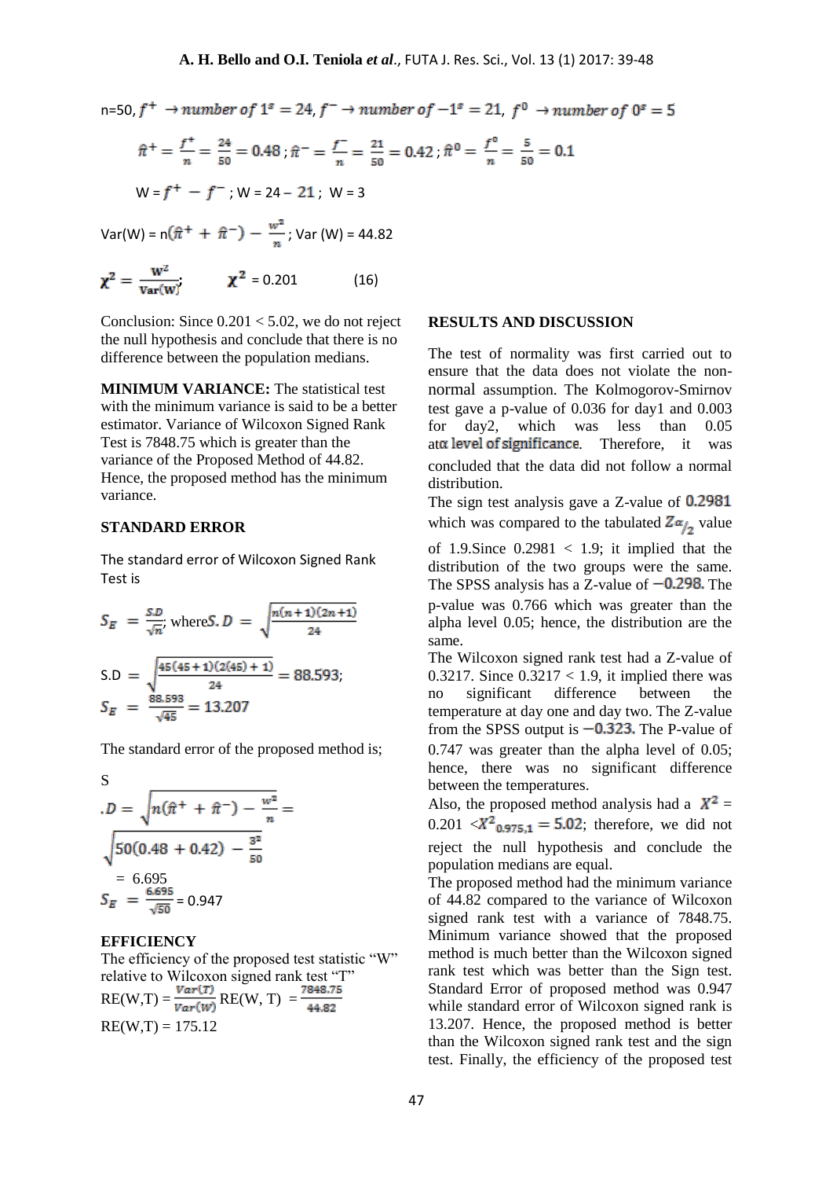$n$=50, $f^{+} \rightarrow number\ of\ 1^s = 24$, $f^{-} \rightarrow number\ of\ -1^s = 21$, $f^{0} \rightarrow number\ of\ 0^s = 5$

$$\hat{\pi}^{+} = \frac{f^{+}}{n} = \frac{24}{50} = 0.48\ ;\ \hat{\pi}^{-} = \frac{f^{-}}{n} = \frac{21}{50} = 0.42\ ;\ \hat{\pi}^{0} = \frac{f^{0}}{n} = \frac{5}{50} = 0.1$$

W = $f^{+} - f^{-}$ ; W = 24 – 21 ; W = 3

Var(W) = $n(\hat{\pi}^{+} + \hat{\pi}^{-}) - \frac{w^2}{n}$; Var (W) = 44.82

$$\chi^2 = \frac{W^2}{Var(W)}; \qquad \chi^2 = 0.201 \qquad (16)$$

Conclusion: Since 0.201 < 5.02, we do not reject the null hypothesis and conclude that there is no difference between the population medians.

**MINIMUM VARIANCE:** The statistical test with the minimum variance is said to be a better estimator. Variance of Wilcoxon Signed Rank Test is 7848.75 which is greater than the variance of the Proposed Method of 44.82. Hence, the proposed method has the minimum variance.

## STANDARD ERROR

The standard error of Wilcoxon Signed Rank Test is

$$S_E = \frac{S.D}{\sqrt{n}};\ \text{where}\ S.D = \sqrt{\frac{n(n+1)(2n+1)}{24}}$$

$$S.D = \sqrt{\frac{45(45+1)(2(45)+1)}{24}} = 88.593;$$

$$S_E = \frac{88.593}{\sqrt{45}} = 13.207$$

The standard error of the proposed method is;

$$S.D = \sqrt{n(\hat{\pi}^{+} + \hat{\pi}^{-}) - \frac{w^2}{n}} = \sqrt{50(0.48 + 0.42) - \frac{3^2}{50}} = 6.695$$

$$S_E = \frac{6.695}{\sqrt{50}} = 0.947$$

## EFFICIENCY

The efficiency of the proposed test statistic "W" relative to Wilcoxon signed rank test "T"

$$RE(W,T) = \frac{Var(T)}{Var(W)}\ RE(W,T) = \frac{7848.75}{44.82}$$

RE(W,T) = 175.12

## RESULTS AND DISCUSSION

The test of normality was first carried out to ensure that the data does not violate the non-normal assumption. The Kolmogorov-Smirnov test gave a p-value of 0.036 for day1 and 0.003 for day2, which was less than 0.05 at $\alpha$ level of significance. Therefore, it was concluded that the data did not follow a normal distribution.

The sign test analysis gave a Z-value of 0.2981 which was compared to the tabulated $Z_{\alpha/2}$ value of 1.9.Since 0.2981 < 1.9; it implied that the distribution of the two groups were the same. The SPSS analysis has a Z-value of $-0.298$. The p-value was 0.766 which was greater than the alpha level 0.05; hence, the distribution are the same.

The Wilcoxon signed rank test had a Z-value of 0.3217. Since 0.3217 < 1.9, it implied there was no significant difference between the temperature at day one and day two. The Z-value from the SPSS output is $-0.323$. The P-value of 0.747 was greater than the alpha level of 0.05; hence, there was no significant difference between the temperatures.

Also, the proposed method analysis had a $X^2$ = 0.201 $< X^2_{0.975,1} = 5.02$; therefore, we did not reject the null hypothesis and conclude the population medians are equal.

The proposed method had the minimum variance of 44.82 compared to the variance of Wilcoxon signed rank test with a variance of 7848.75. Minimum variance showed that the proposed method is much better than the Wilcoxon signed rank test which was better than the Sign test. Standard Error of proposed method was 0.947 while standard error of Wilcoxon signed rank is 13.207. Hence, the proposed method is better than the Wilcoxon signed rank test and the sign test. Finally, the efficiency of the proposed test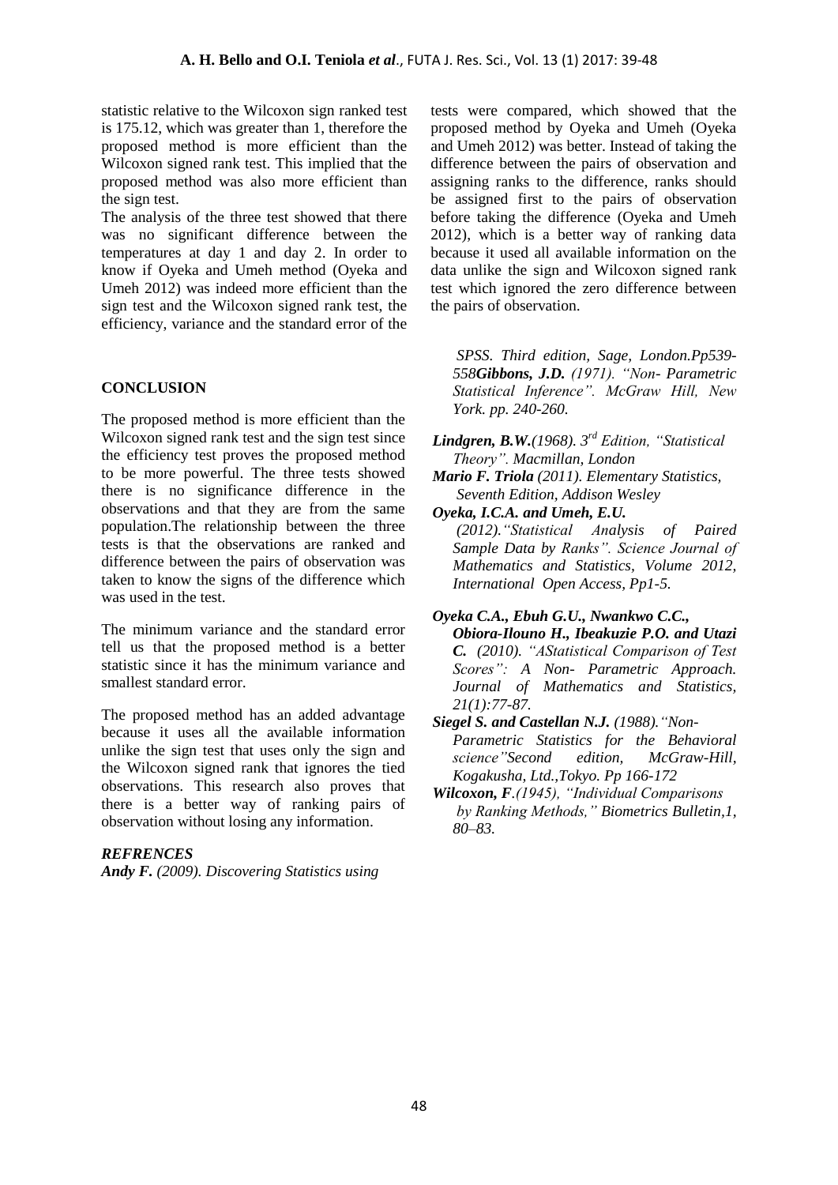statistic relative to the Wilcoxon sign ranked test is 175.12, which was greater than 1, therefore the proposed method is more efficient than the Wilcoxon signed rank test. This implied that the proposed method was also more efficient than the sign test.

The analysis of the three test showed that there was no significant difference between the temperatures at day 1 and day 2. In order to know if Oyeka and Umeh method (Oyeka and Umeh 2012) was indeed more efficient than the sign test and the Wilcoxon signed rank test, the efficiency, variance and the standard error of the tests were compared, which showed that the proposed method by Oyeka and Umeh (Oyeka and Umeh 2012) was better. Instead of taking the difference between the pairs of observation and assigning ranks to the difference, ranks should be assigned first to the pairs of observation before taking the difference (Oyeka and Umeh 2012), which is a better way of ranking data because it used all available information on the data unlike the sign and Wilcoxon signed rank test which ignored the zero difference between the pairs of observation.

## CONCLUSION

The proposed method is more efficient than the Wilcoxon signed rank test and the sign test since the efficiency test proves the proposed method to be more powerful. The three tests showed there is no significance difference in the observations and that they are from the same population.The relationship between the three tests is that the observations are ranked and difference between the pairs of observation was taken to know the signs of the difference which was used in the test.

The minimum variance and the standard error tell us that the proposed method is a better statistic since it has the minimum variance and smallest standard error.

The proposed method has an added advantage because it uses all the available information unlike the sign test that uses only the sign and the Wilcoxon signed rank that ignores the tied observations. This research also proves that there is a better way of ranking pairs of observation without losing any information.

## *REFRENCES*

***Andy F.*** *(2009). Discovering Statistics using SPSS. Third edition, Sage, London.Pp539-558*

***Gibbons, J.D.*** *(1971). "Non- Parametric Statistical Inference". McGraw Hill, New York. pp. 240-260.*

***Lindgren, B.W.****(1968). 3rd Edition, "Statistical Theory". Macmillan, London*

***Mario F. Triola*** *(2011). Elementary Statistics, Seventh Edition, Addison Wesley*

***Oyeka, I.C.A. and Umeh, E.U.*** *(2012)."Statistical Analysis of Paired Sample Data by Ranks". Science Journal of Mathematics and Statistics, Volume 2012, International Open Access, Pp1-5.*

***Oyeka C.A., Ebuh G.U., Nwankwo C.C., Obiora-Ilouno H., Ibeakuzie P.O. and Utazi C.*** *(2010). "AStatistical Comparison of Test Scores": A Non- Parametric Approach. Journal of Mathematics and Statistics, 21(1):77-87.*

***Siegel S. and Castellan N.J.*** *(1988)."Non-Parametric Statistics for the Behavioral science"Second edition, McGraw-Hill, Kogakusha, Ltd.,Tokyo. Pp 166-172*

***Wilcoxon, F****.(1945), "Individual Comparisons by Ranking Methods," Biometrics Bulletin,1, 80–83.*